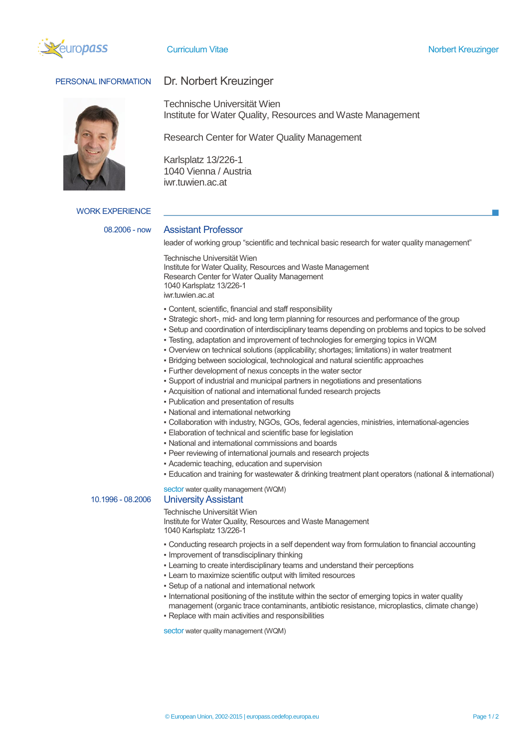## PERSONAL INFORMATION

# Dr. Norbert Kreuzinger

Technische Universität Wien
Institute for Water Quality, Resources and Waste Management

Research Center for Water Quality Management

Karlsplatz 13/226-1
1040 Vienna / Austria
iwr.tuwien.ac.at

## WORK EXPERIENCE

### 08.2006 - now — Assistant Professor

leader of working group "scientific and technical basic research for water quality management"

Technische Universität Wien
Institute for Water Quality, Resources and Waste Management
Research Center for Water Quality Management
1040 Karlsplatz 13/226-1
iwr.tuwien.ac.at

- Content, scientific, financial and staff responsibility
- Strategic short-, mid- and long term planning for resources and performance of the group
- Setup and coordination of interdisciplinary teams depending on problems and topics to be solved
- Testing, adaptation and improvement of technologies for emerging topics in WQM
- Overview on technical solutions (applicability; shortages; limitations) in water treatment
- Bridging between sociological, technological and natural scientific approaches
- Further development of nexus concepts in the water sector
- Support of industrial and municipal partners in negotiations and presentations
- Acquisition of national and international funded research projects
- Publication and presentation of results
- National and international networking
- Collaboration with industry, NGOs, GOs, federal agencies, ministries, international-agencies
- Elaboration of technical and scientific base for legislation
- National and international commissions and boards
- Peer reviewing of international journals and research projects
- Academic teaching, education and supervision
- Education and training for wastewater & drinking treatment plant operators (national & international)

sector water quality management (WQM)

### 10.1996 - 08.2006 — University Assistant

Technische Universität Wien
Institute for Water Quality, Resources and Waste Management
1040 Karlsplatz 13/226-1

- Conducting research projects in a self dependent way from formulation to financial accounting
- Improvement of transdisciplinary thinking
- Learning to create interdisciplinary teams and understand their perceptions
- Learn to maximize scientific output with limited resources
- Setup of a national and international network
- International positioning of the institute within the sector of emerging topics in water quality management (organic trace contaminants, antibiotic resistance, microplastics, climate change)
- Replace with main activities and responsibilities

sector water quality management (WQM)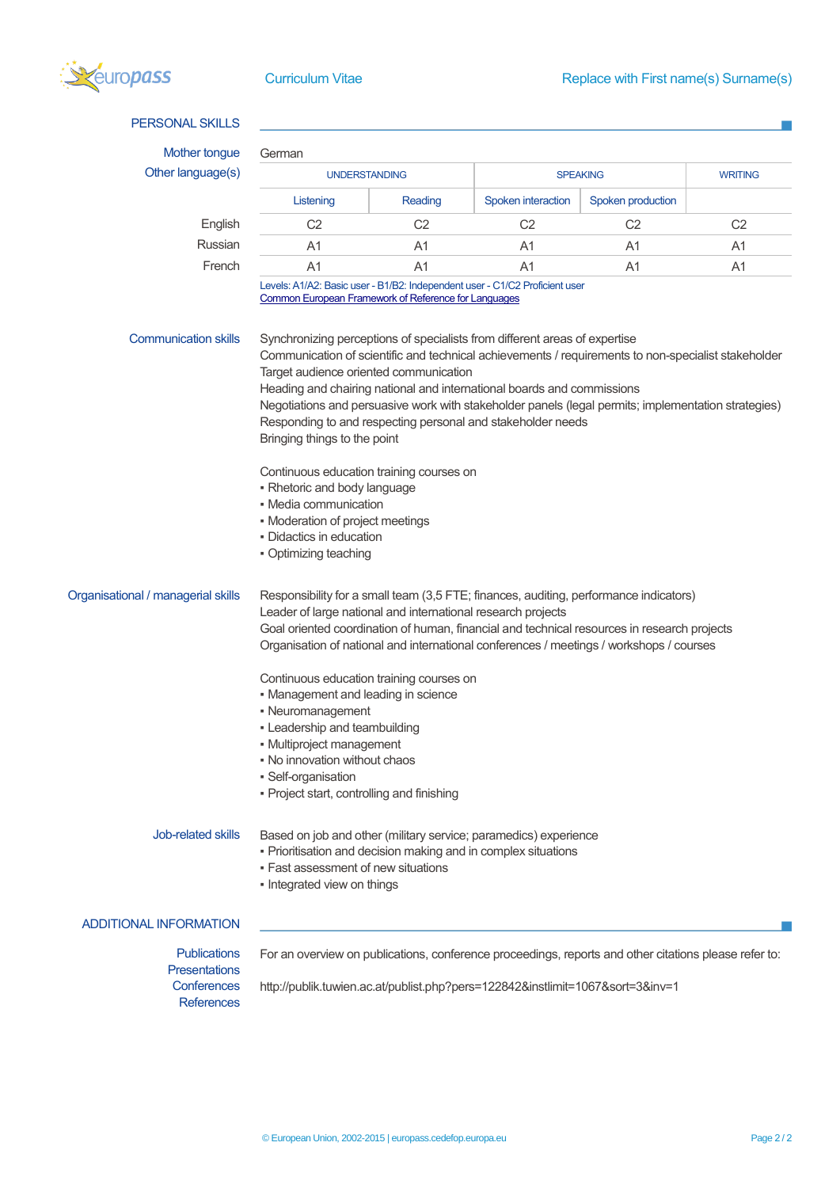## PERSONAL SKILLS

**Mother tongue** German

**Other language(s)**

| | UNDERSTANDING | | SPEAKING | | WRITING |
|---|---|---|---|---|---|
| | Listening | Reading | Spoken interaction | Spoken production | |
| English | C2 | C2 | C2 | C2 | C2 |
| Russian | A1 | A1 | A1 | A1 | A1 |
| French | A1 | A1 | A1 | A1 | A1 |

Levels: A1/A2: Basic user - B1/B2: Independent user - C1/C2 Proficient user
Common European Framework of Reference for Languages

**Communication skills**

Synchronizing perceptions of specialists from different areas of expertise
Communication of scientific and technical achievements / requirements to non-specialist stakeholder
Target audience oriented communication
Heading and chairing national and international boards and commissions
Negotiations and persuasive work with stakeholder panels (legal permits; implementation strategies)
Responding to and respecting personal and stakeholder needs
Bringing things to the point

Continuous education training courses on
- Rhetoric and body language
- Media communication
- Moderation of project meetings
- Didactics in education
- Optimizing teaching

**Organisational / managerial skills**

Responsibility for a small team (3,5 FTE; finances, auditing, performance indicators)
Leader of large national and international research projects
Goal oriented coordination of human, financial and technical resources in research projects
Organisation of national and international conferences / meetings / workshops / courses

Continuous education training courses on
- Management and leading in science
- Neuromanagement
- Leadership and teambuilding
- Multiproject management
- No innovation without chaos
- Self-organisation
- Project start, controlling and finishing

**Job-related skills**

Based on job and other (military service; paramedics) experience
- Prioritisation and decision making and in complex situations
- Fast assessment of new situations
- Integrated view on things

## ADDITIONAL INFORMATION

**Publications**
**Presentations**
**Conferences**
**References**

For an overview on publications, conference proceedings, reports and other citations please refer to:

http://publik.tuwien.ac.at/publist.php?pers=122842&instlimit=1067&sort=3&inv=1